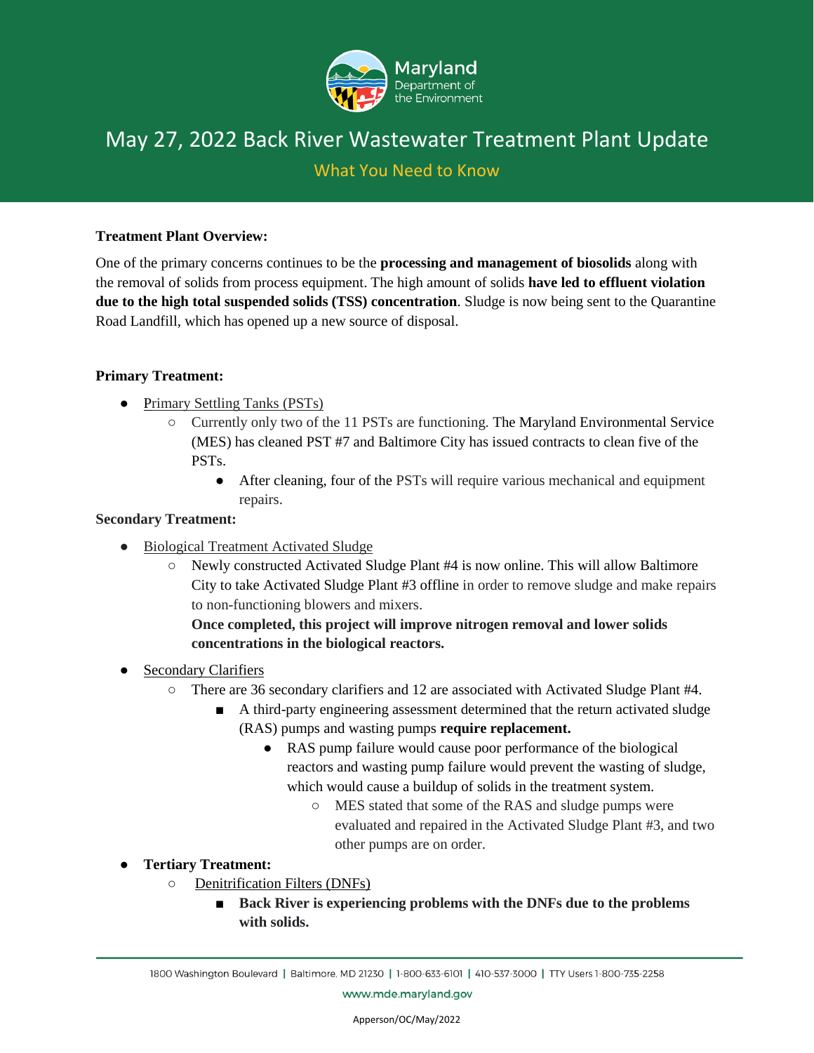# May 27, 2022 Back River Wastewater Treatment Plant Update

## What You Need to Know

**Treatment Plant Overview:**

One of the primary concerns continues to be the **processing and management of biosolids** along with the removal of solids from process equipment. The high amount of solids **have led to effluent violation due to the high total suspended solids (TSS) concentration**. Sludge is now being sent to the Quarantine Road Landfill, which has opened up a new source of disposal.

**Primary Treatment:**

- Primary Settling Tanks (PSTs)
  - Currently only two of the 11 PSTs are functioning. The Maryland Environmental Service (MES) has cleaned PST #7 and Baltimore City has issued contracts to clean five of the PSTs.
    - After cleaning, four of the PSTs will require various mechanical and equipment repairs.

**Secondary Treatment:**

- Biological Treatment Activated Sludge
  - Newly constructed Activated Sludge Plant #4 is now online. This will allow Baltimore City to take Activated Sludge Plant #3 offline in order to remove sludge and make repairs to non-functioning blowers and mixers.
    **Once completed, this project will improve nitrogen removal and lower solids concentrations in the biological reactors.**
- Secondary Clarifiers
  - There are 36 secondary clarifiers and 12 are associated with Activated Sludge Plant #4.
    - A third-party engineering assessment determined that the return activated sludge (RAS) pumps and wasting pumps **require replacement.**
      - RAS pump failure would cause poor performance of the biological reactors and wasting pump failure would prevent the wasting of sludge, which would cause a buildup of solids in the treatment system.
        - MES stated that some of the RAS and sludge pumps were evaluated and repaired in the Activated Sludge Plant #3, and two other pumps are on order.
- **Tertiary Treatment:**
  - Denitrification Filters (DNFs)
    - **Back River is experiencing problems with the DNFs due to the problems with solids.**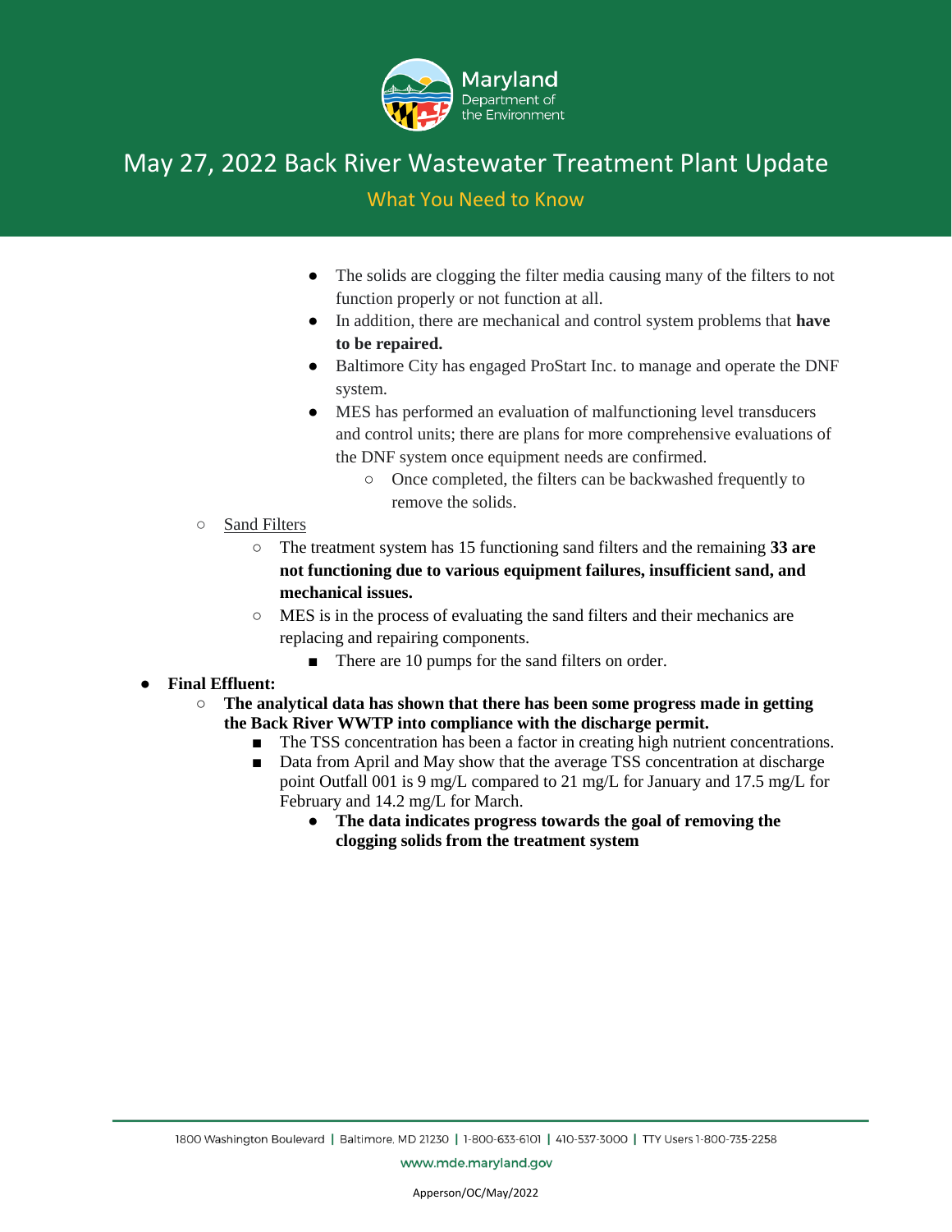# May 27, 2022 Back River Wastewater Treatment Plant Update

## What You Need to Know

                - The solids are clogging the filter media causing many of the filters to not function properly or not function at all.
                - In addition, there are mechanical and control system problems that **have to be repaired.**
                - Baltimore City has engaged ProStart Inc. to manage and operate the DNF system.
                - MES has performed an evaluation of malfunctioning level transducers and control units; there are plans for more comprehensive evaluations of the DNF system once equipment needs are confirmed.
                    - Once completed, the filters can be backwashed frequently to remove the solids.
    - Sand Filters
        - The treatment system has 15 functioning sand filters and the remaining **33 are not functioning due to various equipment failures, insufficient sand, and mechanical issues.**
        - MES is in the process of evaluating the sand filters and their mechanics are replacing and repairing components.
            - There are 10 pumps for the sand filters on order.
- **Final Effluent:**
    - **The analytical data has shown that there has been some progress made in getting the Back River WWTP into compliance with the discharge permit.**
        - The TSS concentration has been a factor in creating high nutrient concentrations.
        - Data from April and May show that the average TSS concentration at discharge point Outfall 001 is 9 mg/L compared to 21 mg/L for January and 17.5 mg/L for February and 14.2 mg/L for March.
            - **The data indicates progress towards the goal of removing the clogging solids from the treatment system**

1800 Washington Boulevard | Baltimore, MD 21230 | 1-800-633-6101 | 410-537-3000 | TTY Users 1-800-735-2258

www.mde.maryland.gov

Apperson/OC/May/2022